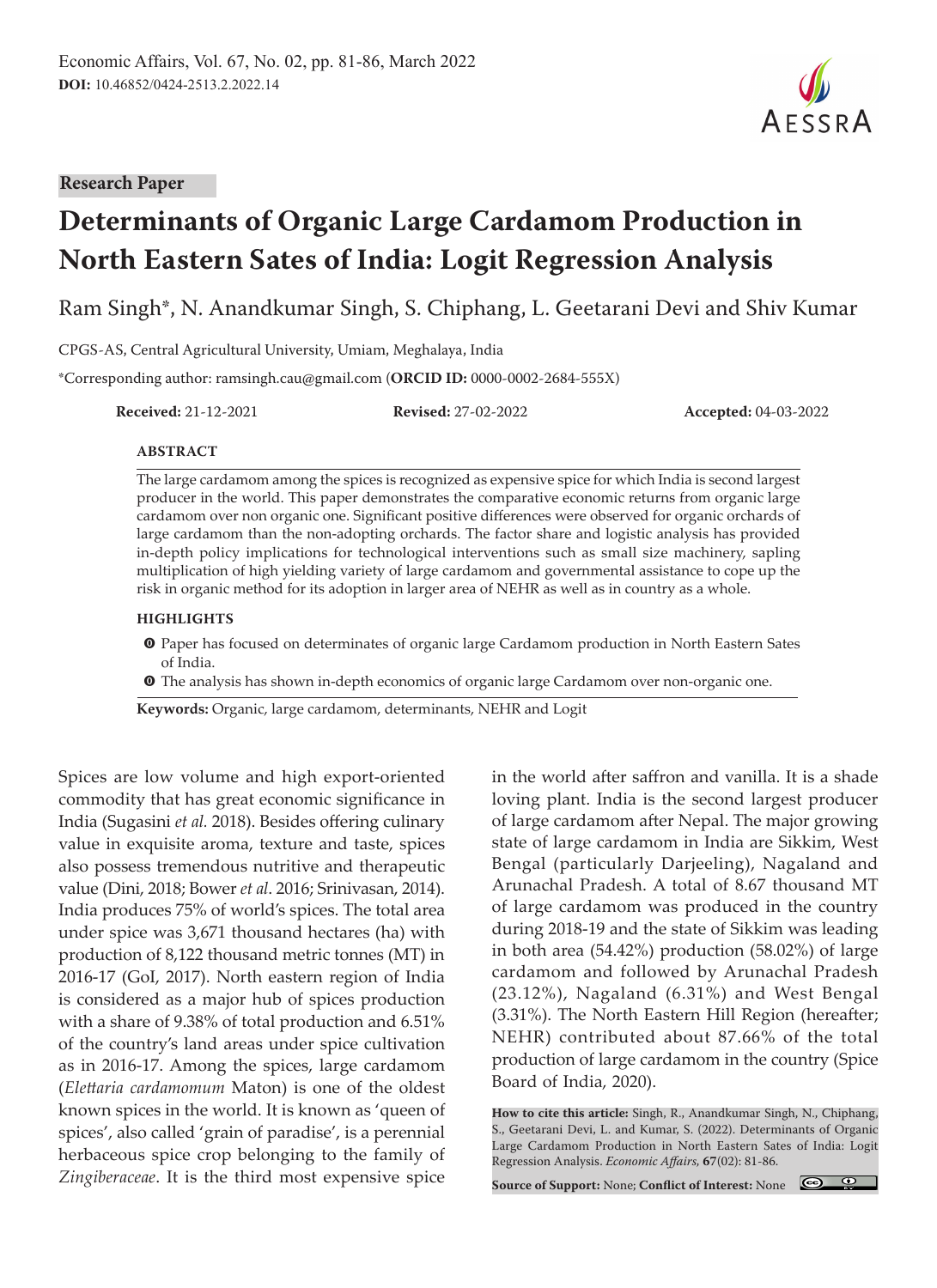Research Paper

# Determinants of Organic Large Cardamom Production in North Eastern Sates of India: Logit Regression Analysis

Ram Singh*, N. Anandkumar Singh, S. Chiphang, L. Geetarani Devi and Shiv Kumar

CPGS-AS, Central Agricultural University, Umiam, Meghalaya, India

*Corresponding author: ramsingh.cau@gmail.com (**ORCID ID:** 0000-0002-2684-555X)

**Received:** 21-12-2021 **Revised:** 27-02-2022 **Accepted:** 04-03-2022

## ABSTRACT

The large cardamom among the spices is recognized as expensive spice for which India is second largest producer in the world. This paper demonstrates the comparative economic returns from organic large cardamom over non organic one. Significant positive differences were observed for organic orchards of large cardamom than the non-adopting orchards. The factor share and logistic analysis has provided in-depth policy implications for technological interventions such as small size machinery, sapling multiplication of high yielding variety of large cardamom and governmental assistance to cope up the risk in organic method for its adoption in larger area of NEHR as well as in country as a whole.

## HIGHLIGHTS

- Paper has focused on determinates of organic large Cardamom production in North Eastern Sates of India.
- The analysis has shown in-depth economics of organic large Cardamom over non-organic one.

**Keywords:** Organic, large cardamom, determinants, NEHR and Logit

Spices are low volume and high export-oriented commodity that has great economic significance in India (Sugasini *et al.* 2018). Besides offering culinary value in exquisite aroma, texture and taste, spices also possess tremendous nutritive and therapeutic value (Dini, 2018; Bower *et al*. 2016; Srinivasan, 2014). India produces 75% of world's spices. The total area under spice was 3,671 thousand hectares (ha) with production of 8,122 thousand metric tonnes (MT) in 2016-17 (GoI, 2017). North eastern region of India is considered as a major hub of spices production with a share of 9.38% of total production and 6.51% of the country's land areas under spice cultivation as in 2016-17. Among the spices, large cardamom (*Elettaria cardamomum* Maton) is one of the oldest known spices in the world. It is known as 'queen of spices', also called 'grain of paradise', is a perennial herbaceous spice crop belonging to the family of *Zingiberaceae*. It is the third most expensive spice in the world after saffron and vanilla. It is a shade loving plant. India is the second largest producer of large cardamom after Nepal. The major growing state of large cardamom in India are Sikkim, West Bengal (particularly Darjeeling), Nagaland and Arunachal Pradesh. A total of 8.67 thousand MT of large cardamom was produced in the country during 2018-19 and the state of Sikkim was leading in both area (54.42%) production (58.02%) of large cardamom and followed by Arunachal Pradesh (23.12%), Nagaland (6.31%) and West Bengal (3.31%). The North Eastern Hill Region (hereafter; NEHR) contributed about 87.66% of the total production of large cardamom in the country (Spice Board of India, 2020).

**How to cite this article:** Singh, R., Anandkumar Singh, N., Chiphang, S., Geetarani Devi, L. and Kumar, S. (2022). Determinants of Organic Large Cardamom Production in North Eastern Sates of India: Logit Regression Analysis. *Economic Affairs*, **67**(02): 81-86.

**Source of Support:** None; **Conflict of Interest:** None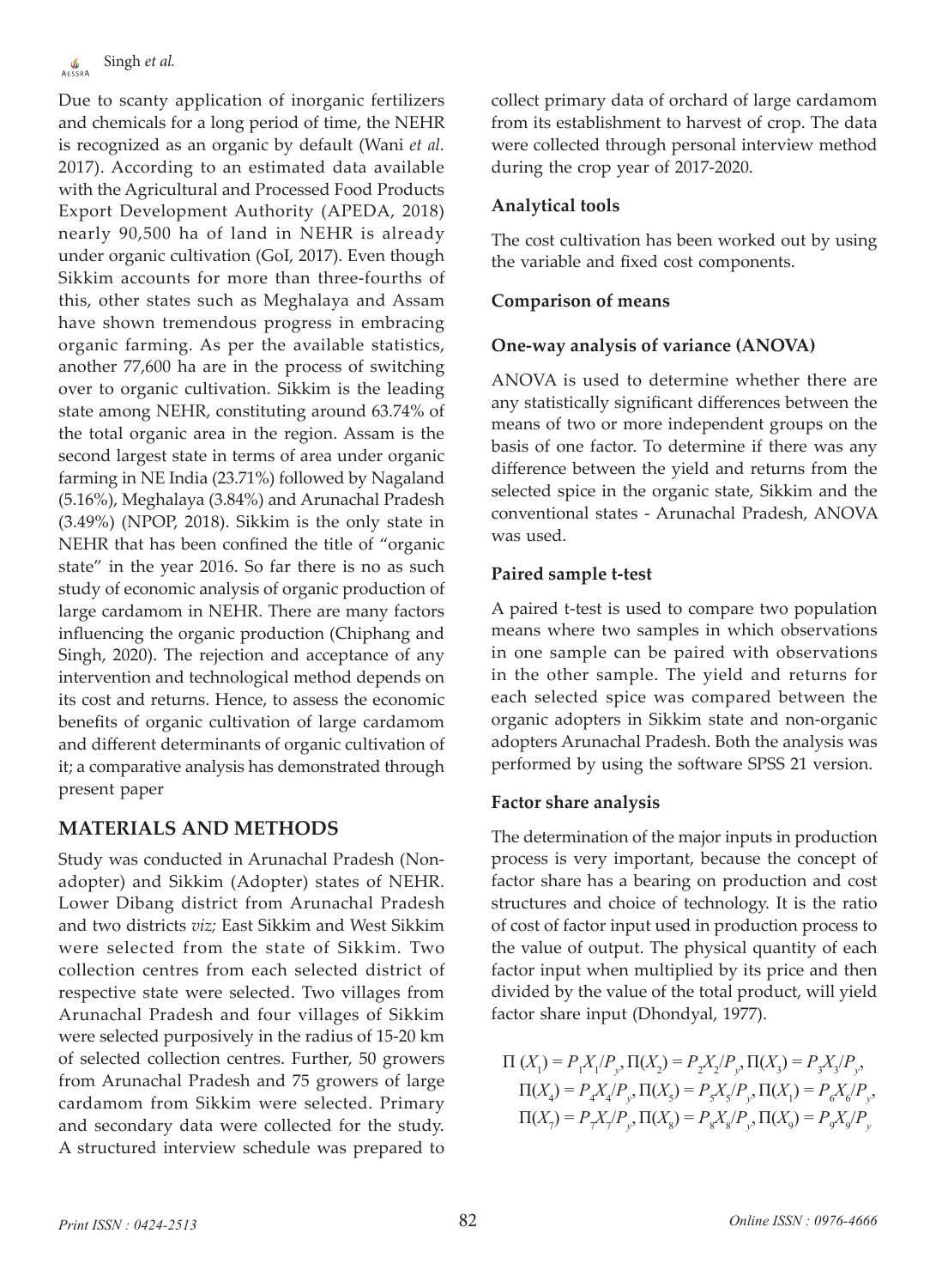Due to scanty application of inorganic fertilizers and chemicals for a long period of time, the NEHR is recognized as an organic by default (Wani *et al.* 2017). According to an estimated data available with the Agricultural and Processed Food Products Export Development Authority (APEDA, 2018) nearly 90,500 ha of land in NEHR is already under organic cultivation (GoI, 2017). Even though Sikkim accounts for more than three-fourths of this, other states such as Meghalaya and Assam have shown tremendous progress in embracing organic farming. As per the available statistics, another 77,600 ha are in the process of switching over to organic cultivation. Sikkim is the leading state among NEHR, constituting around 63.74% of the total organic area in the region. Assam is the second largest state in terms of area under organic farming in NE India (23.71%) followed by Nagaland (5.16%), Meghalaya (3.84%) and Arunachal Pradesh (3.49%) (NPOP, 2018). Sikkim is the only state in NEHR that has been confined the title of "organic state" in the year 2016. So far there is no as such study of economic analysis of organic production of large cardamom in NEHR. There are many factors influencing the organic production (Chiphang and Singh, 2020). The rejection and acceptance of any intervention and technological method depends on its cost and returns. Hence, to assess the economic benefits of organic cultivation of large cardamom and different determinants of organic cultivation of it; a comparative analysis has demonstrated through present paper

## MATERIALS AND METHODS

Study was conducted in Arunachal Pradesh (Non-adopter) and Sikkim (Adopter) states of NEHR. Lower Dibang district from Arunachal Pradesh and two districts *viz;* East Sikkim and West Sikkim were selected from the state of Sikkim. Two collection centres from each selected district of respective state were selected. Two villages from Arunachal Pradesh and four villages of Sikkim were selected purposively in the radius of 15-20 km of selected collection centres. Further, 50 growers from Arunachal Pradesh and 75 growers of large cardamom from Sikkim were selected. Primary and secondary data were collected for the study. A structured interview schedule was prepared to collect primary data of orchard of large cardamom from its establishment to harvest of crop. The data were collected through personal interview method during the crop year of 2017-2020.

### Analytical tools

The cost cultivation has been worked out by using the variable and fixed cost components.

### Comparison of means

### One-way analysis of variance (ANOVA)

ANOVA is used to determine whether there are any statistically significant differences between the means of two or more independent groups on the basis of one factor. To determine if there was any difference between the yield and returns from the selected spice in the organic state, Sikkim and the conventional states - Arunachal Pradesh, ANOVA was used.

### Paired sample t-test

A paired t-test is used to compare two population means where two samples in which observations in one sample can be paired with observations in the other sample. The yield and returns for each selected spice was compared between the organic adopters in Sikkim state and non-organic adopters Arunachal Pradesh. Both the analysis was performed by using the software SPSS 21 version.

### Factor share analysis

The determination of the major inputs in production process is very important, because the concept of factor share has a bearing on production and cost structures and choice of technology. It is the ratio of cost of factor input used in production process to the value of output. The physical quantity of each factor input when multiplied by its price and then divided by the value of the total product, will yield factor share input (Dhondyal, 1977).

$$\Pi(X_1) = P_1X_1/P_y, \Pi(X_2) = P_2X_2/P_y, \Pi(X_3) = P_3X_3/P_y,$$
$$\Pi(X_4) = P_4X_4/P_y, \Pi(X_5) = P_5X_5/P_y, \Pi(X_1) = P_6X_6/P_y,$$
$$\Pi(X_7) = P_7X_7/P_y, \Pi(X_8) = P_8X_8/P_y, \Pi(X_9) = P_9X_9/P_y$$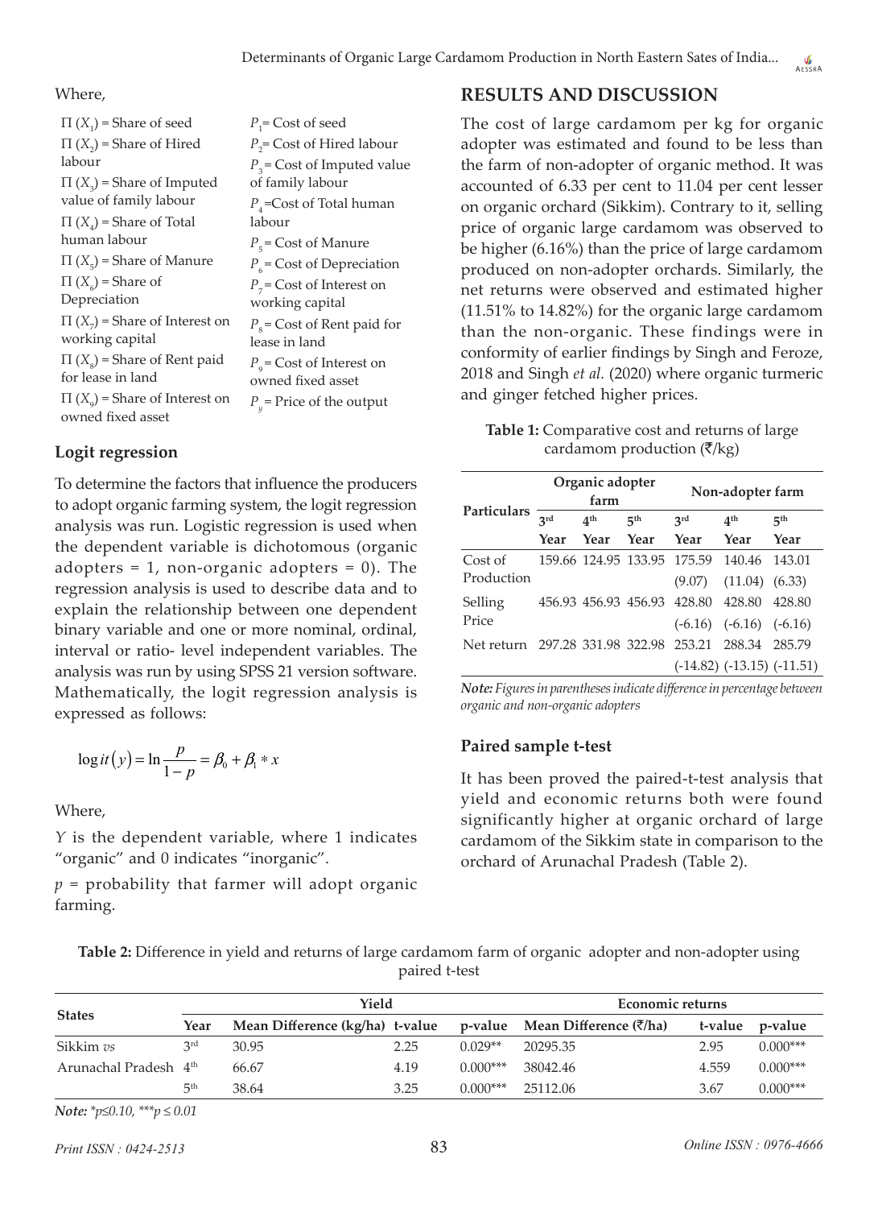Where,

$\Pi(X_1)$ = Share of seed

$\Pi(X_2)$ = Share of Hired labour

$\Pi(X_3)$ = Share of Imputed value of family labour

$\Pi(X_4)$ = Share of Total human labour

$\Pi(X_5)$ = Share of Manure

$\Pi(X_6)$ = Share of Depreciation

$\Pi(X_7)$ = Share of Interest on working capital

$\Pi(X_8)$ = Share of Rent paid for lease in land

$\Pi(X_9)$ = Share of Interest on owned fixed asset

$P_1$ = Cost of seed

$P_2$ = Cost of Hired labour

$P_3$ = Cost of Imputed value of family labour

$P_4$ = Cost of Total human labour

$P_5$ = Cost of Manure

$P_6$ = Cost of Depreciation

$P_7$ = Cost of Interest on working capital

$P_8$ = Cost of Rent paid for lease in land

$P_9$ = Cost of Interest on owned fixed asset

$P_y$ = Price of the output

### Logit regression

To determine the factors that influence the producers to adopt organic farming system, the logit regression analysis was run. Logistic regression is used when the dependent variable is dichotomous (organic adopters = 1, non-organic adopters = 0). The regression analysis is used to describe data and to explain the relationship between one dependent binary variable and one or more nominal, ordinal, interval or ratio- level independent variables. The analysis was run by using SPSS 21 version software. Mathematically, the logit regression analysis is expressed as follows:

$$\log it(y) = \ln \frac{p}{1-p} = \beta_0 + \beta_1 * x$$

Where,

$Y$ is the dependent variable, where 1 indicates "organic" and 0 indicates "inorganic".

$p$ = probability that farmer will adopt organic farming.

## RESULTS AND DISCUSSION

The cost of large cardamom per kg for organic adopter was estimated and found to be less than the farm of non-adopter of organic method. It was accounted of 6.33 per cent to 11.04 per cent lesser on organic orchard (Sikkim). Contrary to it, selling price of organic large cardamom was observed to be higher (6.16%) than the price of large cardamom produced on non-adopter orchards. Similarly, the net returns were observed and estimated higher (11.51% to 14.82%) for the organic large cardamom than the non-organic. These findings were in conformity of earlier findings by Singh and Feroze, 2018 and Singh *et al.* (2020) where organic turmeric and ginger fetched higher prices.

**Table 1:** Comparative cost and returns of large cardamom production (₹/kg)

| Particulars | Organic adopter farm | | | Non-adopter farm | | |
|---|---|---|---|---|---|---|
| | 3rd Year | 4th Year | 5th Year | 3rd Year | 4th Year | 5th Year |
| Cost of Production | 159.66 | 124.95 | 133.95 | 175.59 (9.07) | 140.46 (11.04) | 143.01 (6.33) |
| Selling Price | 456.93 | 456.93 | 456.93 | 428.80 (-6.16) | 428.80 (-6.16) | 428.80 (-6.16) |
| Net return | 297.28 | 331.98 | 322.98 | 253.21 (-14.82) | 288.34 (-13.15) | 285.79 (-11.51) |

*Note: Figures in parentheses indicate difference in percentage between organic and non-organic adopters*

### Paired sample t-test

It has been proved the paired-t-test analysis that yield and economic returns both were found significantly higher at organic orchard of large cardamom of the Sikkim state in comparison to the orchard of Arunachal Pradesh (Table 2).

**Table 2:** Difference in yield and returns of large cardamom farm of organic adopter and non-adopter using paired t-test

| States | Year | Yield | | | Economic returns | | |
|---|---|---|---|---|---|---|---|
| | | Mean Difference (kg/ha) | t-value | p-value | Mean Difference (₹/ha) | t-value | p-value |
| Sikkim *vs* Arunachal Pradesh | 3rd | 30.95 | 2.25 | 0.029** | 20295.35 | 2.95 | 0.000*** |
| | 4th | 66.67 | 4.19 | 0.000*** | 38042.46 | 4.559 | 0.000*** |
| | 5th | 38.64 | 3.25 | 0.000*** | 25112.06 | 3.67 | 0.000*** |

*Note: \*p≤0.10, \*\*\*p ≤ 0.01*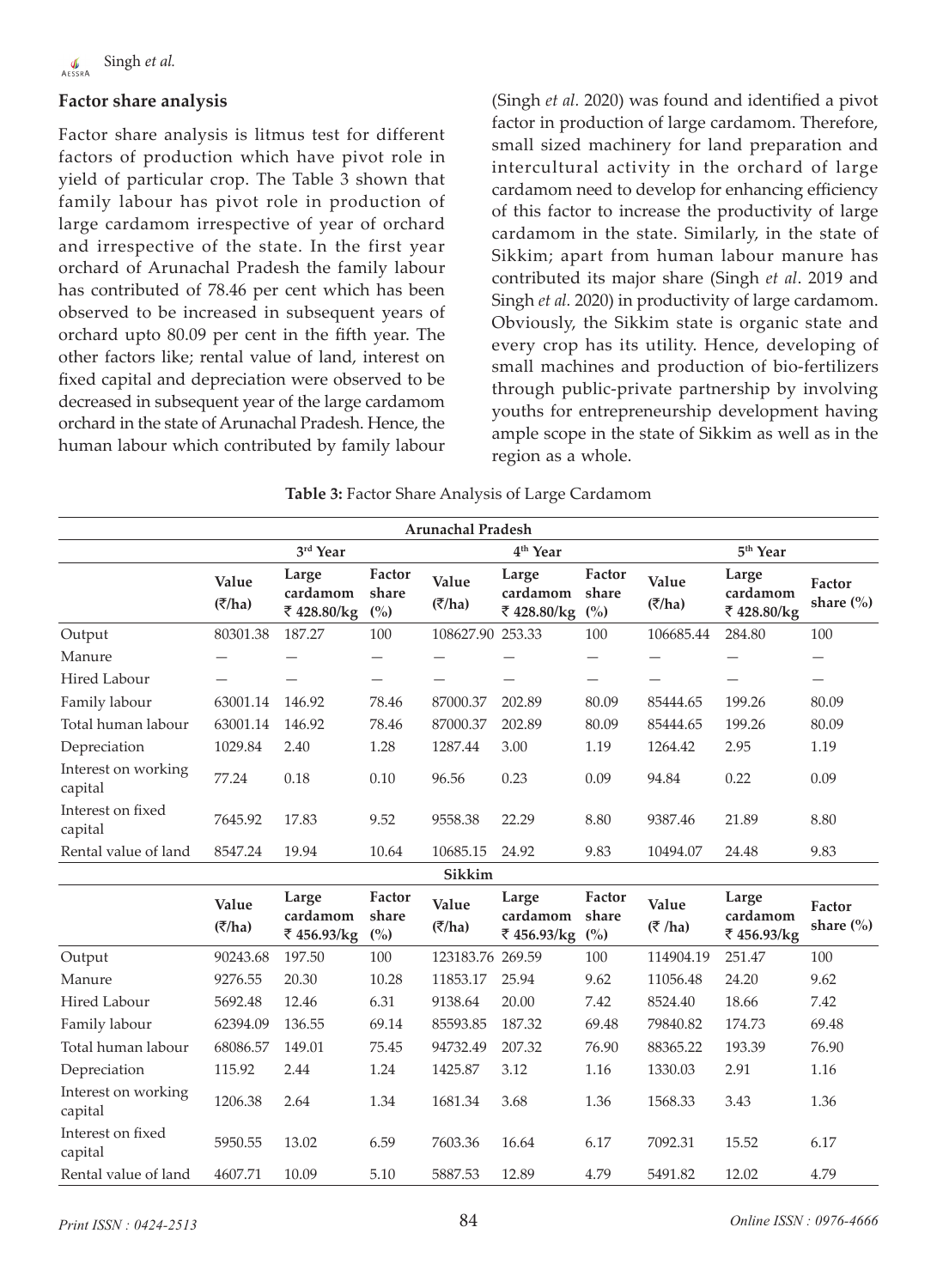## Factor share analysis

Factor share analysis is litmus test for different factors of production which have pivot role in yield of particular crop. The Table 3 shown that family labour has pivot role in production of large cardamom irrespective of year of orchard and irrespective of the state. In the first year orchard of Arunachal Pradesh the family labour has contributed of 78.46 per cent which has been observed to be increased in subsequent years of orchard upto 80.09 per cent in the fifth year. The other factors like; rental value of land, interest on fixed capital and depreciation were observed to be decreased in subsequent year of the large cardamom orchard in the state of Arunachal Pradesh. Hence, the human labour which contributed by family labour (Singh *et al.* 2020) was found and identified a pivot factor in production of large cardamom. Therefore, small sized machinery for land preparation and intercultural activity in the orchard of large cardamom need to develop for enhancing efficiency of this factor to increase the productivity of large cardamom in the state. Similarly, in the state of Sikkim; apart from human labour manure has contributed its major share (Singh *et al*. 2019 and Singh *et al*. 2020) in productivity of large cardamom. Obviously, the Sikkim state is organic state and every crop has its utility. Hence, developing of small machines and production of bio-fertilizers through public-private partnership by involving youths for entrepreneurship development having ample scope in the state of Sikkim as well as in the region as a whole.

**Table 3:** Factor Share Analysis of Large Cardamom

| | Arunachal Pradesh | | | | | | | | |
|---|---|---|---|---|---|---|---|---|---|
| | 3rd Year | | | 4th Year | | | 5th Year | | |
| | Value (₹/ha) | Large cardamom ₹ 428.80/kg | Factor share (%) | Value (₹/ha) | Large cardamom ₹ 428.80/kg | Factor share (%) | Value (₹/ha) | Large cardamom ₹ 428.80/kg | Factor share (%) |
| Output | 80301.38 | 187.27 | 100 | 108627.90 | 253.33 | 100 | 106685.44 | 284.80 | 100 |
| Manure | — | — | — | — | — | — | — | — | — |
| Hired Labour | — | — | — | — | — | — | — | — | — |
| Family labour | 63001.14 | 146.92 | 78.46 | 87000.37 | 202.89 | 80.09 | 85444.65 | 199.26 | 80.09 |
| Total human labour | 63001.14 | 146.92 | 78.46 | 87000.37 | 202.89 | 80.09 | 85444.65 | 199.26 | 80.09 |
| Depreciation | 1029.84 | 2.40 | 1.28 | 1287.44 | 3.00 | 1.19 | 1264.42 | 2.95 | 1.19 |
| Interest on working capital | 77.24 | 0.18 | 0.10 | 96.56 | 0.23 | 0.09 | 94.84 | 0.22 | 0.09 |
| Interest on fixed capital | 7645.92 | 17.83 | 9.52 | 9558.38 | 22.29 | 8.80 | 9387.46 | 21.89 | 8.80 |
| Rental value of land | 8547.24 | 19.94 | 10.64 | 10685.15 | 24.92 | 9.83 | 10494.07 | 24.48 | 9.83 |
| | Sikkim | | | | | | | | |
| | Value (₹/ha) | Large cardamom ₹ 456.93/kg | Factor share (%) | Value (₹/ha) | Large cardamom ₹ 456.93/kg | Factor share (%) | Value (₹ /ha) | Large cardamom ₹ 456.93/kg | Factor share (%) |
| Output | 90243.68 | 197.50 | 100 | 123183.76 | 269.59 | 100 | 114904.19 | 251.47 | 100 |
| Manure | 9276.55 | 20.30 | 10.28 | 11853.17 | 25.94 | 9.62 | 11056.48 | 24.20 | 9.62 |
| Hired Labour | 5692.48 | 12.46 | 6.31 | 9138.64 | 20.00 | 7.42 | 8524.40 | 18.66 | 7.42 |
| Family labour | 62394.09 | 136.55 | 69.14 | 85593.85 | 187.32 | 69.48 | 79840.82 | 174.73 | 69.48 |
| Total human labour | 68086.57 | 149.01 | 75.45 | 94732.49 | 207.32 | 76.90 | 88365.22 | 193.39 | 76.90 |
| Depreciation | 115.92 | 2.44 | 1.24 | 1425.87 | 3.12 | 1.16 | 1330.03 | 2.91 | 1.16 |
| Interest on working capital | 1206.38 | 2.64 | 1.34 | 1681.34 | 3.68 | 1.36 | 1568.33 | 3.43 | 1.36 |
| Interest on fixed capital | 5950.55 | 13.02 | 6.59 | 7603.36 | 16.64 | 6.17 | 7092.31 | 15.52 | 6.17 |
| Rental value of land | 4607.71 | 10.09 | 5.10 | 5887.53 | 12.89 | 4.79 | 5491.82 | 12.02 | 4.79 |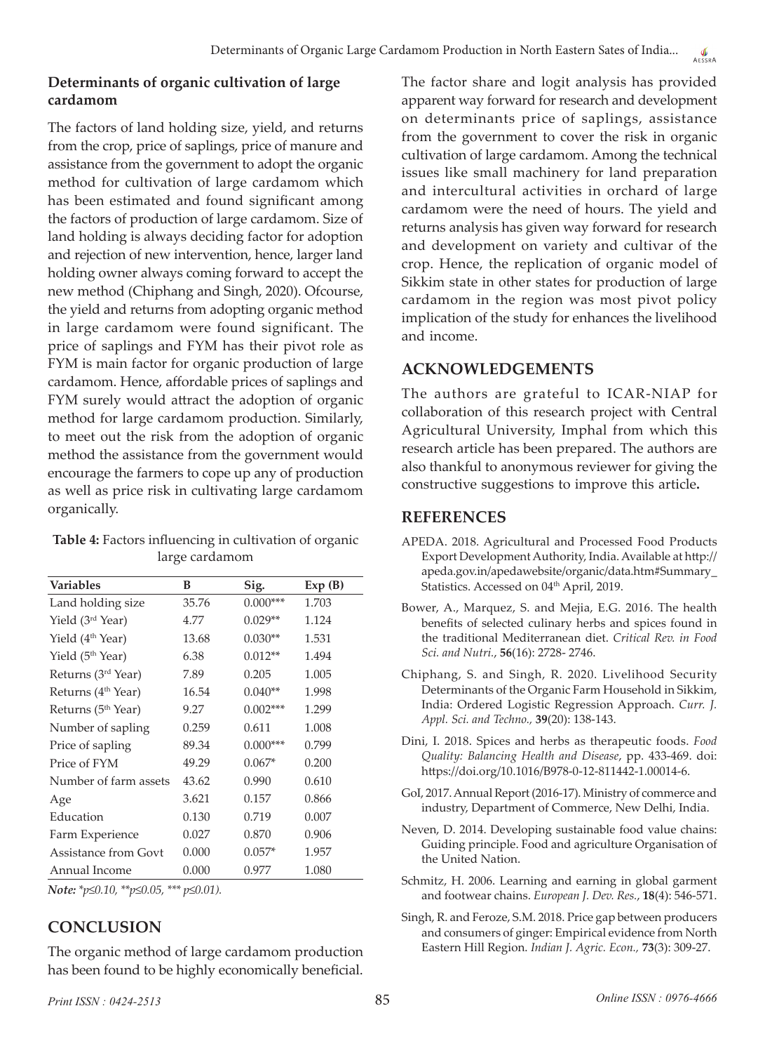### Determinants of organic cultivation of large cardamom

The factors of land holding size, yield, and returns from the crop, price of saplings, price of manure and assistance from the government to adopt the organic method for cultivation of large cardamom which has been estimated and found significant among the factors of production of large cardamom. Size of land holding is always deciding factor for adoption and rejection of new intervention, hence, larger land holding owner always coming forward to accept the new method (Chiphang and Singh, 2020). Ofcourse, the yield and returns from adopting organic method in large cardamom were found significant. The price of saplings and FYM has their pivot role as FYM is main factor for organic production of large cardamom. Hence, affordable prices of saplings and FYM surely would attract the adoption of organic method for large cardamom production. Similarly, to meet out the risk from the adoption of organic method the assistance from the government would encourage the farmers to cope up any of production as well as price risk in cultivating large cardamom organically.

**Table 4:** Factors influencing in cultivation of organic large cardamom

| Variables | B | Sig. | Exp (B) |
|---|---|---|---|
| Land holding size | 35.76 | 0.000*** | 1.703 |
| Yield (3rd Year) | 4.77 | 0.029** | 1.124 |
| Yield (4th Year) | 13.68 | 0.030** | 1.531 |
| Yield (5th Year) | 6.38 | 0.012** | 1.494 |
| Returns (3rd Year) | 7.89 | 0.205 | 1.005 |
| Returns (4th Year) | 16.54 | 0.040** | 1.998 |
| Returns (5th Year) | 9.27 | 0.002*** | 1.299 |
| Number of sapling | 0.259 | 0.611 | 1.008 |
| Price of sapling | 89.34 | 0.000*** | 0.799 |
| Price of FYM | 49.29 | 0.067* | 0.200 |
| Number of farm assets | 43.62 | 0.990 | 0.610 |
| Age | 3.621 | 0.157 | 0.866 |
| Education | 0.130 | 0.719 | 0.007 |
| Farm Experience | 0.027 | 0.870 | 0.906 |
| Assistance from Govt | 0.000 | 0.057* | 1.957 |
| Annual Income | 0.000 | 0.977 | 1.080 |

***Note:*** *$*p \leq 0.10$, $**p \leq 0.05$, $*** p \leq 0.01$).*

## CONCLUSION

The organic method of large cardamom production has been found to be highly economically beneficial. The factor share and logit analysis has provided apparent way forward for research and development on determinants price of saplings, assistance from the government to cover the risk in organic cultivation of large cardamom. Among the technical issues like small machinery for land preparation and intercultural activities in orchard of large cardamom were the need of hours. The yield and returns analysis has given way forward for research and development on variety and cultivar of the crop. Hence, the replication of organic model of Sikkim state in other states for production of large cardamom in the region was most pivot policy implication of the study for enhances the livelihood and income.

## ACKNOWLEDGEMENTS

The authors are grateful to ICAR-NIAP for collaboration of this research project with Central Agricultural University, Imphal from which this research article has been prepared. The authors are also thankful to anonymous reviewer for giving the constructive suggestions to improve this article**.**

## REFERENCES

APEDA. 2018. Agricultural and Processed Food Products Export Development Authority, India. Available at http://apeda.gov.in/apedawebsite/organic/data.htm#Summary_Statistics. Accessed on 04th April, 2019.

Bower, A., Marquez, S. and Mejia, E.G. 2016. The health benefits of selected culinary herbs and spices found in the traditional Mediterranean diet. *Critical Rev. in Food Sci. and Nutri.*, **56**(16): 2728- 2746.

Chiphang, S. and Singh, R. 2020. Livelihood Security Determinants of the Organic Farm Household in Sikkim, India: Ordered Logistic Regression Approach. *Curr. J. Appl. Sci. and Techno.*, **39**(20): 138-143.

Dini, I. 2018. Spices and herbs as therapeutic foods. *Food Quality: Balancing Health and Disease*, pp. 433-469. doi: https://doi.org/10.1016/B978-0-12-811442-1.00014-6.

GoI, 2017. Annual Report (2016-17). Ministry of commerce and industry, Department of Commerce, New Delhi, India.

Neven, D. 2014. Developing sustainable food value chains: Guiding principle. Food and agriculture Organisation of the United Nation.

Schmitz, H. 2006. Learning and earning in global garment and footwear chains. *European J. Dev. Res.*, **18**(4): 546-571.

Singh, R. and Feroze, S.M. 2018. Price gap between producers and consumers of ginger: Empirical evidence from North Eastern Hill Region. *Indian J. Agric. Econ.*, **73**(3): 309-27.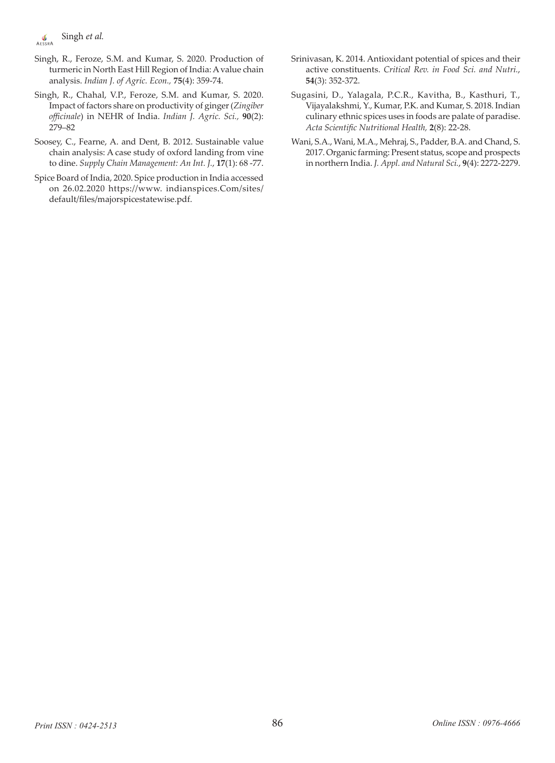Singh, R., Feroze, S.M. and Kumar, S. 2020. Production of turmeric in North East Hill Region of India: A value chain analysis. *Indian J. of Agric. Econ.*, **75**(4): 359-74.

Singh, R., Chahal, V.P., Feroze, S.M. and Kumar, S. 2020. Impact of factors share on productivity of ginger (*Zingiber officinale*) in NEHR of India. *Indian J. Agric. Sci.*, **90**(2): 279–82

Soosey, C., Fearne, A. and Dent, B. 2012. Sustainable value chain analysis: A case study of oxford landing from vine to dine. *Supply Chain Management: An Int. J.*, **17**(1): 68 -77.

Spice Board of India, 2020. Spice production in India accessed on 26.02.2020 https://www. indianspices.Com/sites/ default/files/majorspicestatewise.pdf.

Srinivasan, K. 2014. Antioxidant potential of spices and their active constituents. *Critical Rev. in Food Sci. and Nutri.*, **54**(3): 352-372.

Sugasini, D., Yalagala, P.C.R., Kavitha, B., Kasthuri, T., Vijayalakshmi, Y., Kumar, P.K. and Kumar, S. 2018. Indian culinary ethnic spices uses in foods are palate of paradise. *Acta Scientific Nutritional Health,* **2**(8): 22-28.

Wani, S.A., Wani, M.A., Mehraj, S., Padder, B.A. and Chand, S. 2017. Organic farming: Present status, scope and prospects in northern India. *J. Appl. and Natural Sci.*, **9**(4): 2272-2279.